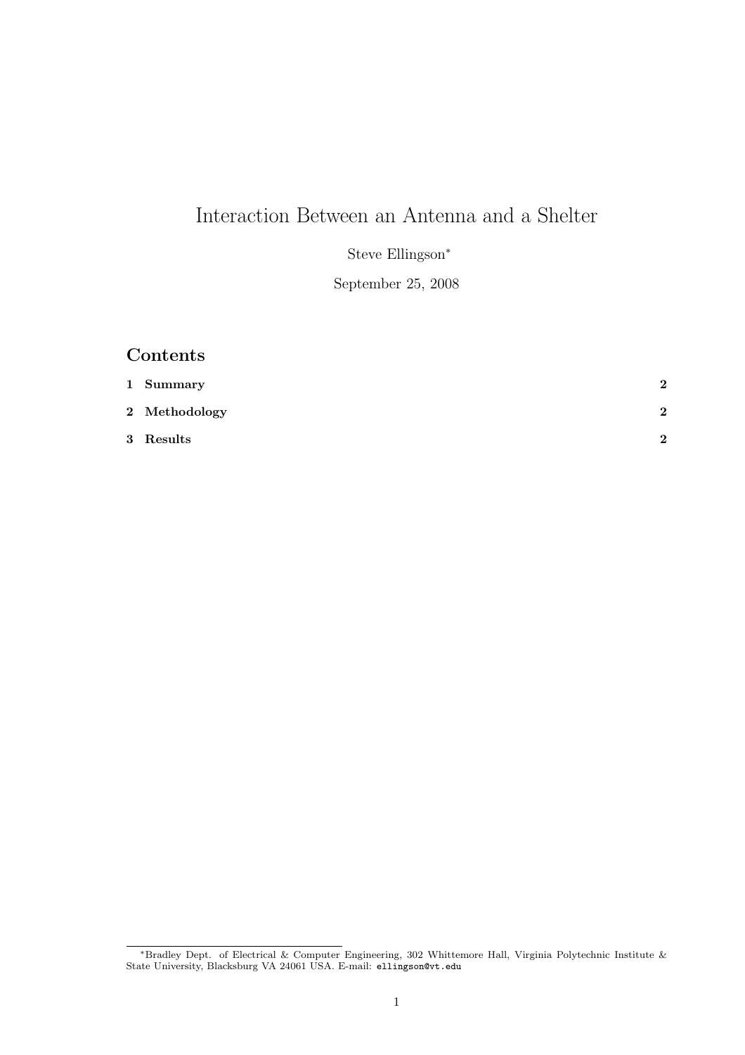# Interaction Between an Antenna and a Shelter

Steve Ellingson*

September 25, 2008

## Contents

**1 Summary** **2**

**2 Methodology** **2**

**3 Results** **2**

*Bradley Dept. of Electrical & Computer Engineering, 302 Whittemore Hall, Virginia Polytechnic Institute & State University, Blacksburg VA 24061 USA. E-mail: ellingson@vt.edu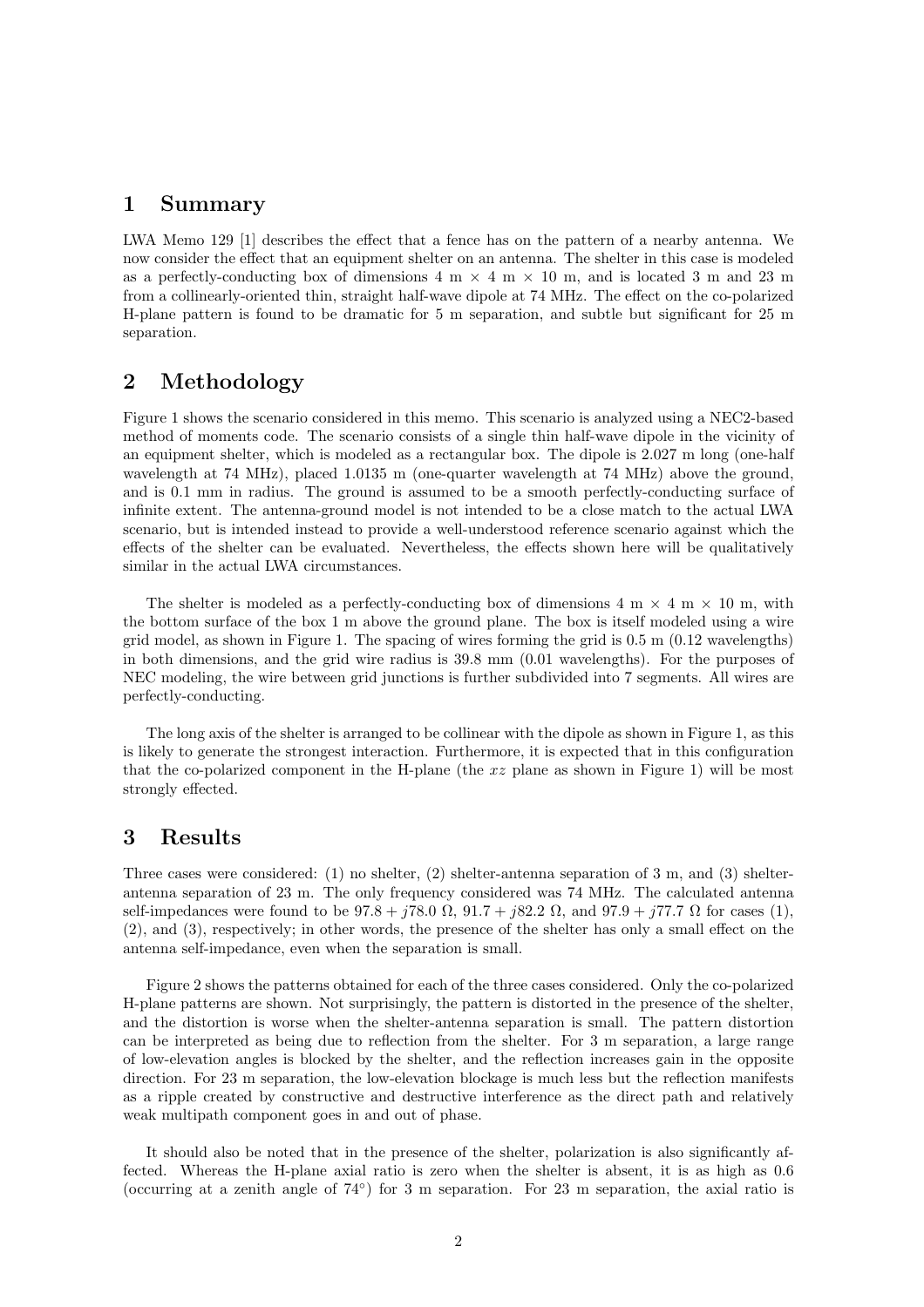# 1 Summary

LWA Memo 129 [1] describes the effect that a fence has on the pattern of a nearby antenna. We now consider the effect that an equipment shelter on an antenna. The shelter in this case is modeled as a perfectly-conducting box of dimensions 4 m × 4 m × 10 m, and is located 3 m and 23 m from a collinearly-oriented thin, straight half-wave dipole at 74 MHz. The effect on the co-polarized H-plane pattern is found to be dramatic for 5 m separation, and subtle but significant for 25 m separation.

# 2 Methodology

Figure 1 shows the scenario considered in this memo. This scenario is analyzed using a NEC2-based method of moments code. The scenario consists of a single thin half-wave dipole in the vicinity of an equipment shelter, which is modeled as a rectangular box. The dipole is 2.027 m long (one-half wavelength at 74 MHz), placed 1.0135 m (one-quarter wavelength at 74 MHz) above the ground, and is 0.1 mm in radius. The ground is assumed to be a smooth perfectly-conducting surface of infinite extent. The antenna-ground model is not intended to be a close match to the actual LWA scenario, but is intended instead to provide a well-understood reference scenario against which the effects of the shelter can be evaluated. Nevertheless, the effects shown here will be qualitatively similar in the actual LWA circumstances.

The shelter is modeled as a perfectly-conducting box of dimensions 4 m × 4 m × 10 m, with the bottom surface of the box 1 m above the ground plane. The box is itself modeled using a wire grid model, as shown in Figure 1. The spacing of wires forming the grid is 0.5 m (0.12 wavelengths) in both dimensions, and the grid wire radius is 39.8 mm (0.01 wavelengths). For the purposes of NEC modeling, the wire between grid junctions is further subdivided into 7 segments. All wires are perfectly-conducting.

The long axis of the shelter is arranged to be collinear with the dipole as shown in Figure 1, as this is likely to generate the strongest interaction. Furthermore, it is expected that in this configuration that the co-polarized component in the H-plane (the $xz$ plane as shown in Figure 1) will be most strongly effected.

# 3 Results

Three cases were considered: (1) no shelter, (2) shelter-antenna separation of 3 m, and (3) shelter-antenna separation of 23 m. The only frequency considered was 74 MHz. The calculated antenna self-impedances were found to be $97.8 + j78.0\ \Omega$, $91.7 + j82.2\ \Omega$, and $97.9 + j77.7\ \Omega$ for cases (1), (2), and (3), respectively; in other words, the presence of the shelter has only a small effect on the antenna self-impedance, even when the separation is small.

Figure 2 shows the patterns obtained for each of the three cases considered. Only the co-polarized H-plane patterns are shown. Not surprisingly, the pattern is distorted in the presence of the shelter, and the distortion is worse when the shelter-antenna separation is small. The pattern distortion can be interpreted as being due to reflection from the shelter. For 3 m separation, a large range of low-elevation angles is blocked by the shelter, and the reflection increases gain in the opposite direction. For 23 m separation, the low-elevation blockage is much less but the reflection manifests as a ripple created by constructive and destructive interference as the direct path and relatively weak multipath component goes in and out of phase.

It should also be noted that in the presence of the shelter, polarization is also significantly affected. Whereas the H-plane axial ratio is zero when the shelter is absent, it is as high as 0.6 (occurring at a zenith angle of 74°) for 3 m separation. For 23 m separation, the axial ratio is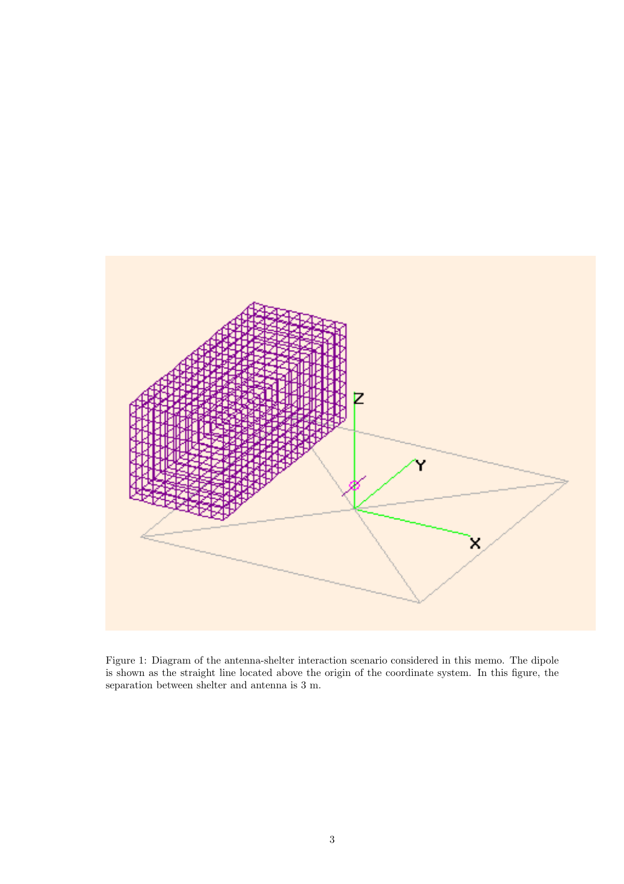Z

Y

X

Figure 1: Diagram of the antenna-shelter interaction scenario considered in this memo. The dipole is shown as the straight line located above the origin of the coordinate system. In this figure, the separation between shelter and antenna is 3 m.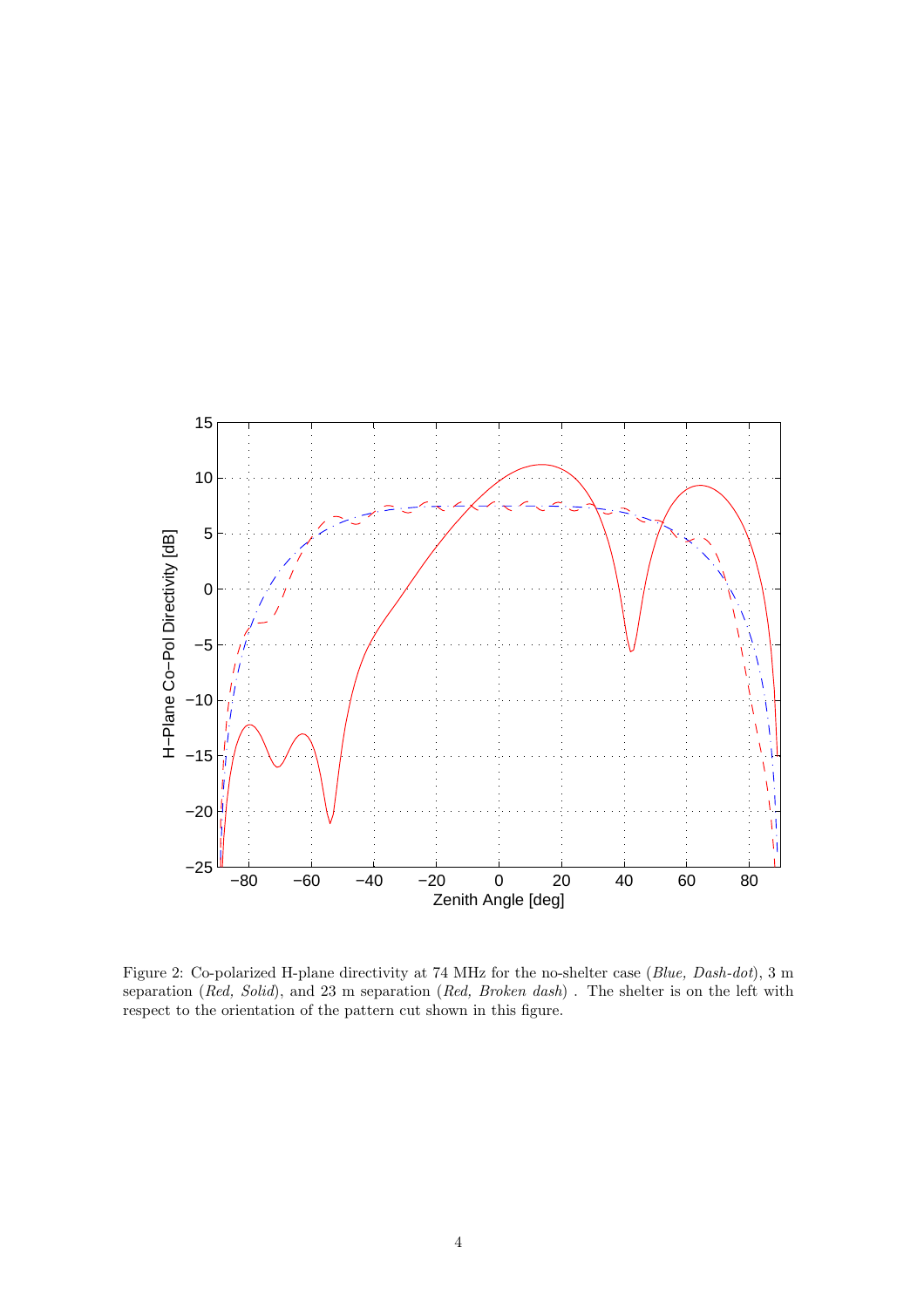H−Plane Co−Pol Directivity [dB]

15
10
5
0
−5
−10
−15
−20
−25

−80 −60 −40 −20 0 20 40 60 80

Zenith Angle [deg]

Figure 2: Co-polarized H-plane directivity at 74 MHz for the no-shelter case (*Blue, Dash-dot*), 3 m separation (*Red, Solid*), and 23 m separation (*Red, Broken dash*) . The shelter is on the left with respect to the orientation of the pattern cut shown in this figure.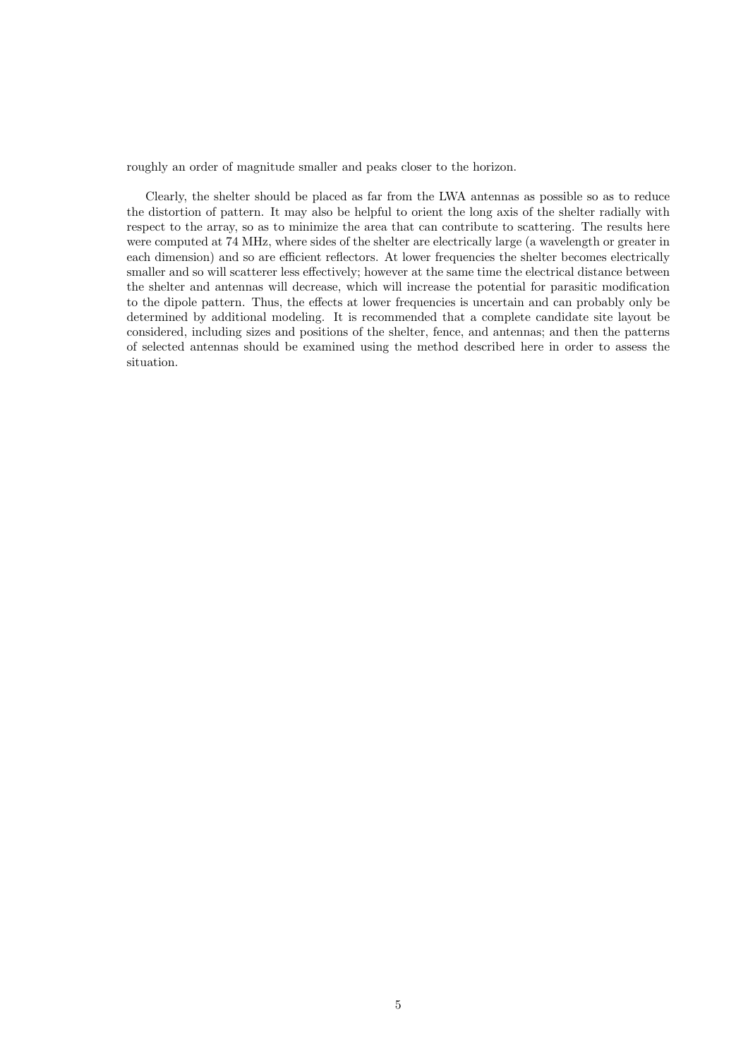roughly an order of magnitude smaller and peaks closer to the horizon.

Clearly, the shelter should be placed as far from the LWA antennas as possible so as to reduce the distortion of pattern. It may also be helpful to orient the long axis of the shelter radially with respect to the array, so as to minimize the area that can contribute to scattering. The results here were computed at 74 MHz, where sides of the shelter are electrically large (a wavelength or greater in each dimension) and so are efficient reflectors. At lower frequencies the shelter becomes electrically smaller and so will scatterer less effectively; however at the same time the electrical distance between the shelter and antennas will decrease, which will increase the potential for parasitic modification to the dipole pattern. Thus, the effects at lower frequencies is uncertain and can probably only be determined by additional modeling. It is recommended that a complete candidate site layout be considered, including sizes and positions of the shelter, fence, and antennas; and then the patterns of selected antennas should be examined using the method described here in order to assess the situation.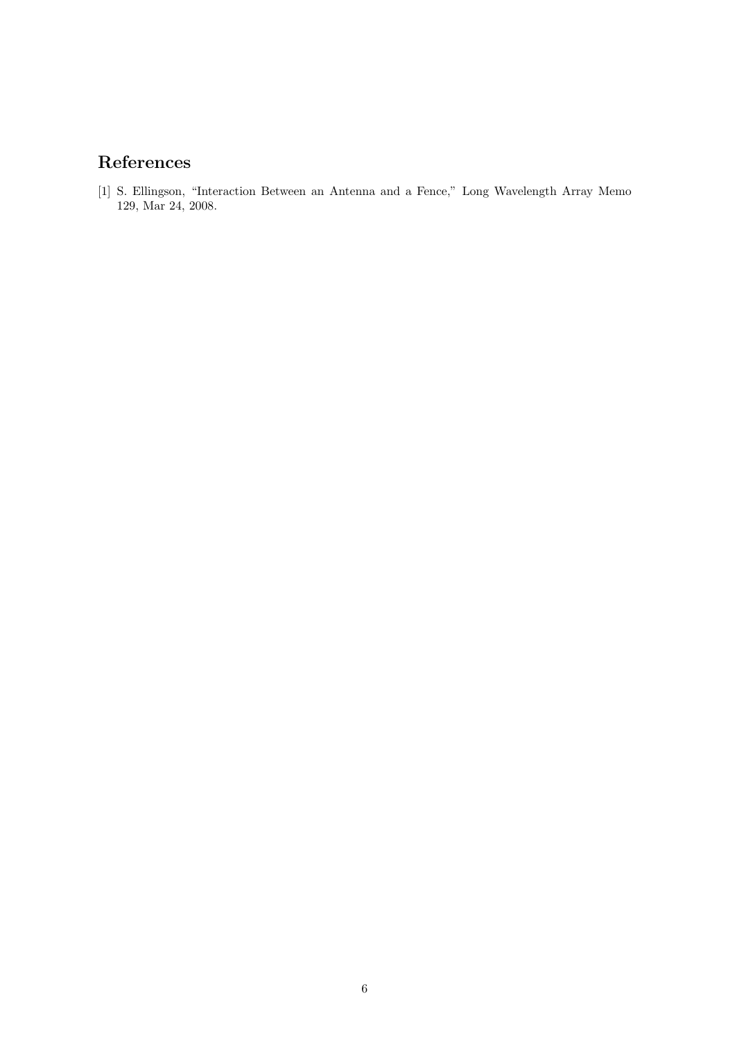## References

[1] S. Ellingson, "Interaction Between an Antenna and a Fence," Long Wavelength Array Memo 129, Mar 24, 2008.